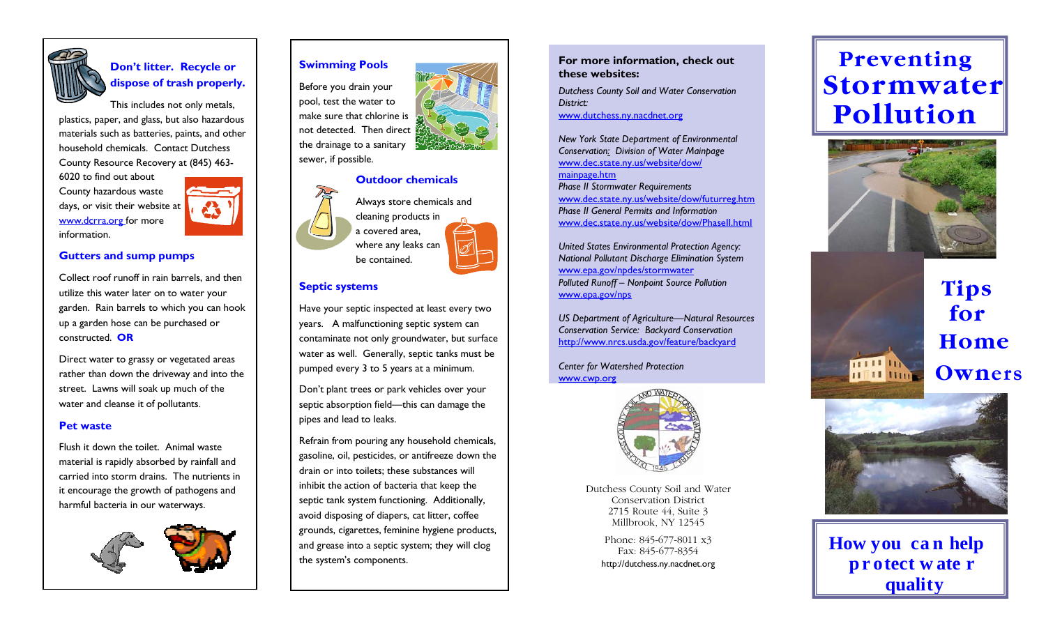### Don't litter. Recycle or dispose of trash properly.

This includes not only metals, plastics, paper, and glass, but also hazardous materials such as batteries, paints, and other household chemicals. Contact Dutchess County Resource Recovery at (845) 463-6020 to find out about County hazardous waste days, or visit their website at www.dcrra.org for more information.

### Gutters and sump pumps

Collect roof runoff in rain barrels, and then utilize this water later on to water your garden. Rain barrels to which you can hook up a garden hose can be purchased or constructed. **OR**

Direct water to grassy or vegetated areas rather than down the driveway and into the street. Lawns will soak up much of the water and cleanse it of pollutants.

### Pet waste

Flush it down the toilet. Animal waste material is rapidly absorbed by rainfall and carried into storm drains. The nutrients in it encourage the growth of pathogens and harmful bacteria in our waterways.

### Swimming Pools

Before you drain your pool, test the water to make sure that chlorine is not detected. Then direct the drainage to a sanitary sewer, if possible.

### Outdoor chemicals

Always store chemicals and cleaning products in a covered area, where any leaks can be contained.

### Septic systems

Have your septic inspected at least every two years. A malfunctioning septic system can contaminate not only groundwater, but surface water as well. Generally, septic tanks must be pumped every 3 to 5 years at a minimum.

Don't plant trees or park vehicles over your septic absorption field—this can damage the pipes and lead to leaks.

Refrain from pouring any household chemicals, gasoline, oil, pesticides, or antifreeze down the drain or into toilets; these substances will inhibit the action of bacteria that keep the septic tank system functioning. Additionally, avoid disposing of diapers, cat litter, coffee grounds, cigarettes, feminine hygiene products, and grease into a septic system; they will clog the system's components.

**For more information, check out these websites:**

*Dutchess County Soil and Water Conservation District:*
www.dutchess.ny.nacdnet.org

*New York State Department of Environmental Conservation: Division of Water Mainpage*
www.dec.state.ny.us/website/dow/mainpage.htm
*Phase II Stormwater Requirements*
www.dec.state.ny.us/website/dow/futurreg.htm
*Phase II General Permits and Information*
www.dec.state.ny.us/website/dow/PhaseII.html

*United States Environmental Protection Agency: National Pollutant Discharge Elimination System*
www.epa.gov/npdes/stormwater
*Polluted Runoff – Nonpoint Source Pollution*
www.epa.gov/nps

*US Department of Agriculture—Natural Resources Conservation Service: Backyard Conservation*
http://www.nrcs.usda.gov/feature/backyard

*Center for Watershed Protection*
www.cwp.org

Dutchess County Soil and Water Conservation District
2715 Route 44, Suite 3
Millbrook, NY 12545

Phone: 845-677-8011 x3
Fax: 845-677-8354
http://dutchess.ny.nacdnet.org

# Preventing Stormwater Pollution

## Tips for Home Owners

## How you can help protect water quality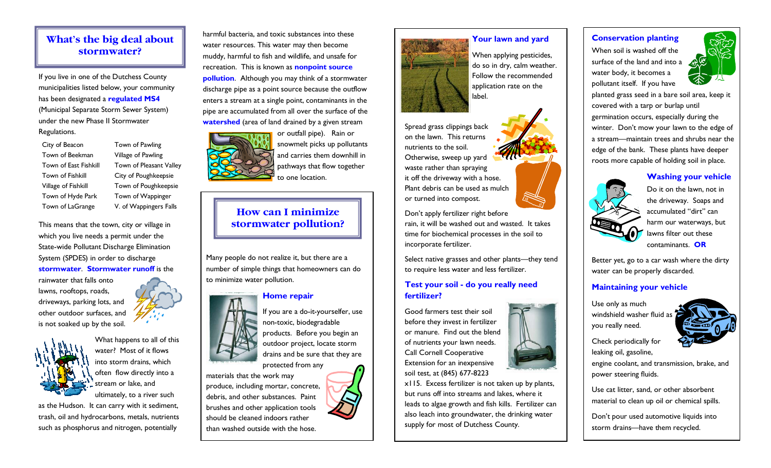## What's the big deal about stormwater?

If you live in one of the Dutchess County municipalities listed below, your community has been designated a **regulated MS4** (Municipal Separate Storm Sewer System) under the new Phase II Stormwater Regulations.

| | |
|---|---|
| City of Beacon | Town of Pawling |
| Town of Beekman | Village of Pawling |
| Town of East Fishkill | Town of Pleasant Valley |
| Town of Fishkill | City of Poughkeepsie |
| Village of Fishkill | Town of Poughkeepsie |
| Town of Hyde Park | Town of Wappinger |
| Town of LaGrange | V. of Wappingers Falls |

This means that the town, city or village in which you live needs a permit under the State-wide Pollutant Discharge Elimination System (SPDES) in order to discharge **stormwater**. **Stormwater runoff** is the rainwater that falls onto lawns, rooftops, roads, driveways, parking lots, and other outdoor surfaces, and is not soaked up by the soil.

What happens to all of this water? Most of it flows into storm drains, which often flow directly into a stream or lake, and ultimately, to a river such as the Hudson. It can carry with it sediment, trash, oil and hydrocarbons, metals, nutrients such as phosphorus and nitrogen, potentially harmful bacteria, and toxic substances into these water resources. This water may then become muddy, harmful to fish and wildlife, and unsafe for recreation. This is known as **nonpoint source pollution**. Although you may think of a stormwater discharge pipe as a point source because the outflow enters a stream at a single point, contaminants in the pipe are accumulated from all over the surface of the **watershed** (area of land drained by a given stream or outfall pipe). Rain or snowmelt picks up pollutants and carries them downhill in pathways that flow together to one location.

## How can I minimize stormwater pollution?

Many people do not realize it, but there are a number of simple things that homeowners can do to minimize water pollution.

### Home repair

If you are a do-it-yourselfer, use non-toxic, biodegradable products. Before you begin an outdoor project, locate storm drains and be sure that they are protected from any materials that the work may produce, including mortar, concrete, debris, and other substances. Paint brushes and other application tools should be cleaned indoors rather than washed outside with the hose.

### Your lawn and yard

When applying pesticides, do so in dry, calm weather. Follow the recommended application rate on the label.

Spread grass clippings back on the lawn. This returns nutrients to the soil. Otherwise, sweep up yard waste rather than spraying it off the driveway with a hose. Plant debris can be used as mulch or turned into compost.

Don't apply fertilizer right before rain, it will be washed out and wasted. It takes time for biochemical processes in the soil to incorporate fertilizer.

Select native grasses and other plants—they tend to require less water and less fertilizer.

### Test your soil - do you really need fertilizer?

Good farmers test their soil before they invest in fertilizer or manure. Find out the blend of nutrients your lawn needs. Call Cornell Cooperative Extension for an inexpensive soil test, at (845) 677-8223 x115. Excess fertilizer is not taken up by plants, but runs off into streams and lakes, where it leads to algae growth and fish kills. Fertilizer can also leach into groundwater, the drinking water supply for most of Dutchess County.

### Conservation planting

When soil is washed off the surface of the land and into a water body, it becomes a pollutant itself. If you have planted grass seed in a bare soil area, keep it covered with a tarp or burlap until germination occurs, especially during the winter. Don't mow your lawn to the edge of a stream—maintain trees and shrubs near the edge of the bank. These plants have deeper roots more capable of holding soil in place.

### Washing your vehicle

Do it on the lawn, not in the driveway. Soaps and accumulated "dirt" can harm our waterways, but lawns filter out these contaminants. **OR**

Better yet, go to a car wash where the dirty water can be properly discarded.

### Maintaining your vehicle

Use only as much windshield washer fluid as you really need.

Check periodically for leaking oil, gasoline, engine coolant, and transmission, brake, and power steering fluids.

Use cat litter, sand, or other absorbent material to clean up oil or chemical spills.

Don't pour used automotive liquids into storm drains—have them recycled.